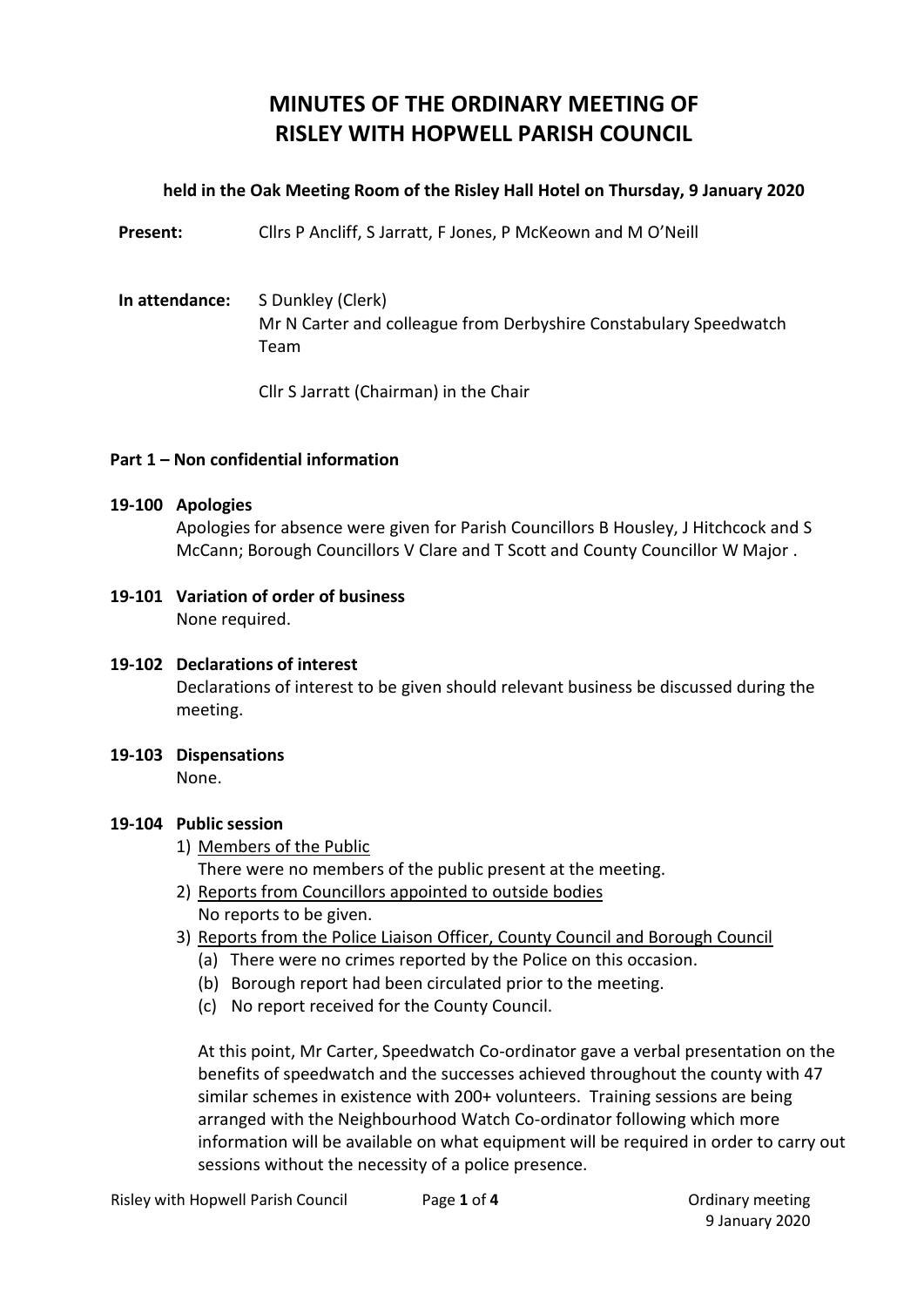# MINUTES OF THE ORDINARY MEETING OF RISLEY WITH HOPWELL PARISH COUNCIL

**held in the Oak Meeting Room of the Risley Hall Hotel on Thursday, 9 January 2020**

**Present:** Cllrs P Ancliff, S Jarratt, F Jones, P McKeown and M O'Neill

**In attendance:** S Dunkley (Clerk)
Mr N Carter and colleague from Derbyshire Constabulary Speedwatch Team

Cllr S Jarratt (Chairman) in the Chair

**Part 1 – Non confidential information**

**19-100 Apologies**

Apologies for absence were given for Parish Councillors B Housley, J Hitchcock and S McCann; Borough Councillors V Clare and T Scott and County Councillor W Major .

**19-101 Variation of order of business**

None required.

**19-102 Declarations of interest**

Declarations of interest to be given should relevant business be discussed during the meeting.

**19-103 Dispensations**

None.

**19-104 Public session**

1) Members of the Public
   There were no members of the public present at the meeting.
2) Reports from Councillors appointed to outside bodies
   No reports to be given.
3) Reports from the Police Liaison Officer, County Council and Borough Council
   (a) There were no crimes reported by the Police on this occasion.
   (b) Borough report had been circulated prior to the meeting.
   (c) No report received for the County Council.

   At this point, Mr Carter, Speedwatch Co-ordinator gave a verbal presentation on the benefits of speedwatch and the successes achieved throughout the county with 47 similar schemes in existence with 200+ volunteers. Training sessions are being arranged with the Neighbourhood Watch Co-ordinator following which more information will be available on what equipment will be required in order to carry out sessions without the necessity of a police presence.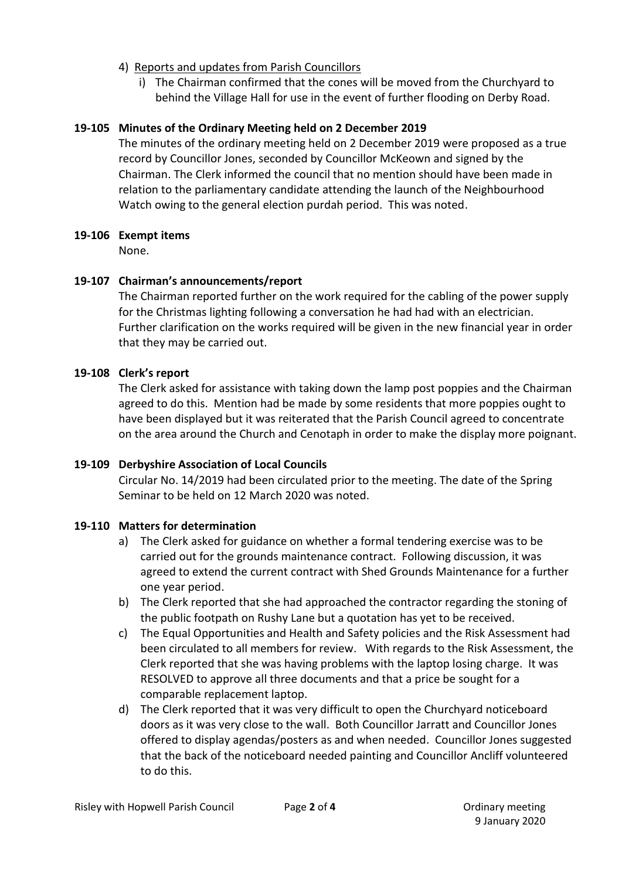4) Reports and updates from Parish Councillors
   i) The Chairman confirmed that the cones will be moved from the Churchyard to behind the Village Hall for use in the event of further flooding on Derby Road.

**19-105 Minutes of the Ordinary Meeting held on 2 December 2019**

The minutes of the ordinary meeting held on 2 December 2019 were proposed as a true record by Councillor Jones, seconded by Councillor McKeown and signed by the Chairman. The Clerk informed the council that no mention should have been made in relation to the parliamentary candidate attending the launch of the Neighbourhood Watch owing to the general election purdah period. This was noted.

**19-106 Exempt items**

None.

**19-107 Chairman's announcements/report**

The Chairman reported further on the work required for the cabling of the power supply for the Christmas lighting following a conversation he had had with an electrician. Further clarification on the works required will be given in the new financial year in order that they may be carried out.

**19-108 Clerk's report**

The Clerk asked for assistance with taking down the lamp post poppies and the Chairman agreed to do this. Mention had be made by some residents that more poppies ought to have been displayed but it was reiterated that the Parish Council agreed to concentrate on the area around the Church and Cenotaph in order to make the display more poignant.

**19-109 Derbyshire Association of Local Councils**

Circular No. 14/2019 had been circulated prior to the meeting. The date of the Spring Seminar to be held on 12 March 2020 was noted.

**19-110 Matters for determination**

a) The Clerk asked for guidance on whether a formal tendering exercise was to be carried out for the grounds maintenance contract. Following discussion, it was agreed to extend the current contract with Shed Grounds Maintenance for a further one year period.

b) The Clerk reported that she had approached the contractor regarding the stoning of the public footpath on Rushy Lane but a quotation has yet to be received.

c) The Equal Opportunities and Health and Safety policies and the Risk Assessment had been circulated to all members for review. With regards to the Risk Assessment, the Clerk reported that she was having problems with the laptop losing charge. It was RESOLVED to approve all three documents and that a price be sought for a comparable replacement laptop.

d) The Clerk reported that it was very difficult to open the Churchyard noticeboard doors as it was very close to the wall. Both Councillor Jarratt and Councillor Jones offered to display agendas/posters as and when needed. Councillor Jones suggested that the back of the noticeboard needed painting and Councillor Ancliff volunteered to do this.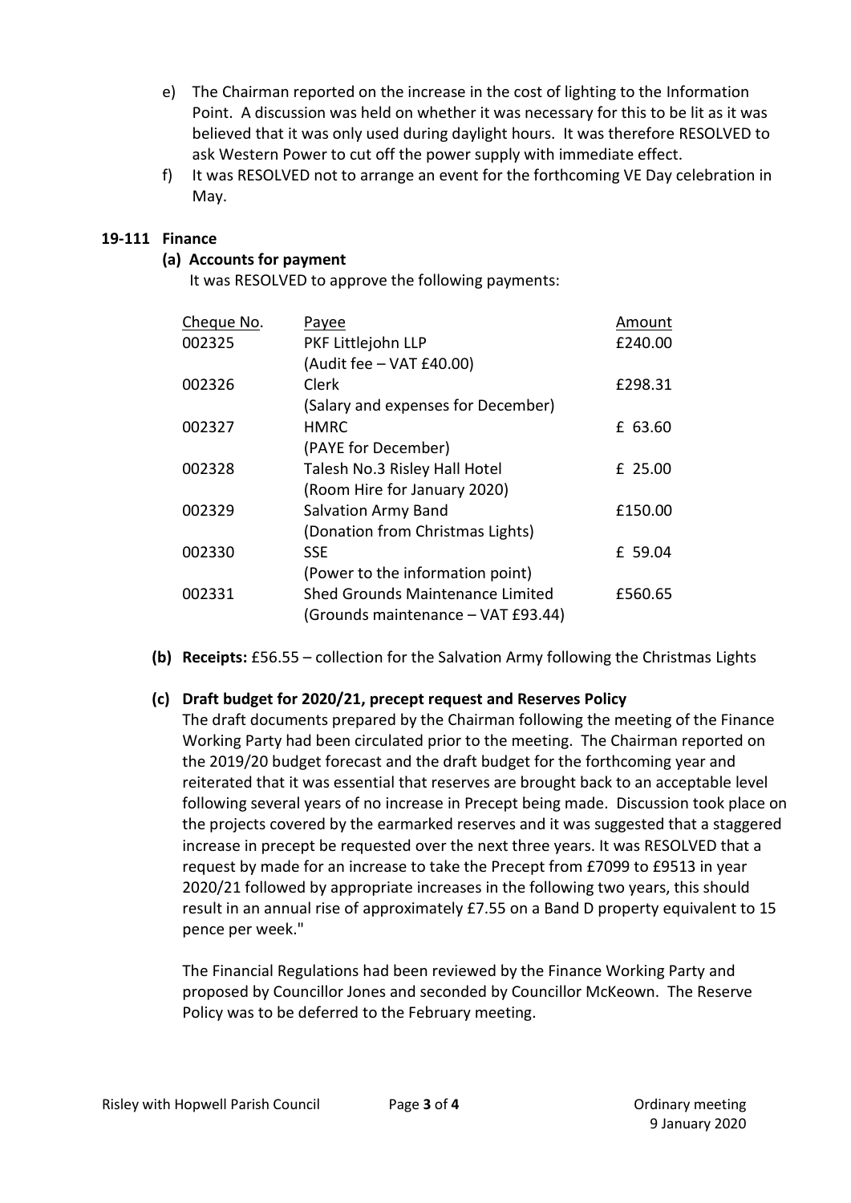e) The Chairman reported on the increase in the cost of lighting to the Information Point. A discussion was held on whether it was necessary for this to be lit as it was believed that it was only used during daylight hours. It was therefore RESOLVED to ask Western Power to cut off the power supply with immediate effect.

f) It was RESOLVED not to arrange an event for the forthcoming VE Day celebration in May.

## 19-111 Finance

### (a) Accounts for payment

It was RESOLVED to approve the following payments:

| Cheque No. | Payee | Amount |
|---|---|---|
| 002325 | PKF Littlejohn LLP<br>(Audit fee – VAT £40.00) | £240.00 |
| 002326 | Clerk<br>(Salary and expenses for December) | £298.31 |
| 002327 | HMRC<br>(PAYE for December) | £ 63.60 |
| 002328 | Talesh No.3 Risley Hall Hotel<br>(Room Hire for January 2020) | £ 25.00 |
| 002329 | Salvation Army Band<br>(Donation from Christmas Lights) | £150.00 |
| 002330 | SSE<br>(Power to the information point) | £ 59.04 |
| 002331 | Shed Grounds Maintenance Limited<br>(Grounds maintenance – VAT £93.44) | £560.65 |

**(b) Receipts:** £56.55 – collection for the Salvation Army following the Christmas Lights

### (c) Draft budget for 2020/21, precept request and Reserves Policy

The draft documents prepared by the Chairman following the meeting of the Finance Working Party had been circulated prior to the meeting. The Chairman reported on the 2019/20 budget forecast and the draft budget for the forthcoming year and reiterated that it was essential that reserves are brought back to an acceptable level following several years of no increase in Precept being made. Discussion took place on the projects covered by the earmarked reserves and it was suggested that a staggered increase in precept be requested over the next three years. It was RESOLVED that a request by made for an increase to take the Precept from £7099 to £9513 in year 2020/21 followed by appropriate increases in the following two years, this should result in an annual rise of approximately £7.55 on a Band D property equivalent to 15 pence per week."

The Financial Regulations had been reviewed by the Finance Working Party and proposed by Councillor Jones and seconded by Councillor McKeown. The Reserve Policy was to be deferred to the February meeting.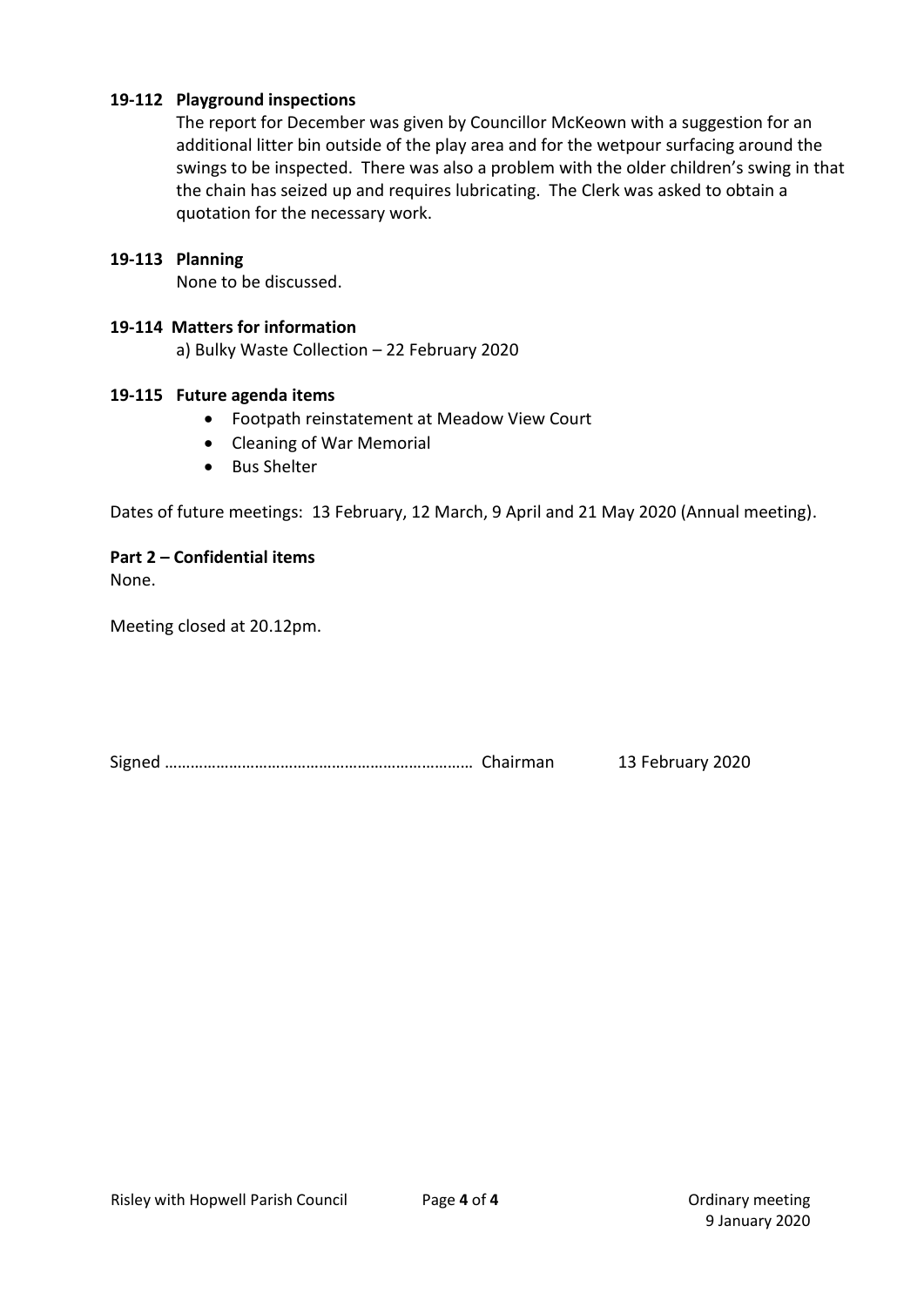### 19-112 Playground inspections

The report for December was given by Councillor McKeown with a suggestion for an additional litter bin outside of the play area and for the wetpour surfacing around the swings to be inspected. There was also a problem with the older children's swing in that the chain has seized up and requires lubricating. The Clerk was asked to obtain a quotation for the necessary work.

### 19-113 Planning

None to be discussed.

### 19-114 Matters for information

a) Bulky Waste Collection – 22 February 2020

### 19-115 Future agenda items

- Footpath reinstatement at Meadow View Court
- Cleaning of War Memorial
- Bus Shelter

Dates of future meetings: 13 February, 12 March, 9 April and 21 May 2020 (Annual meeting).

**Part 2 – Confidential items**

None.

Meeting closed at 20.12pm.

Signed ……………………………………………………………… Chairman 13 February 2020